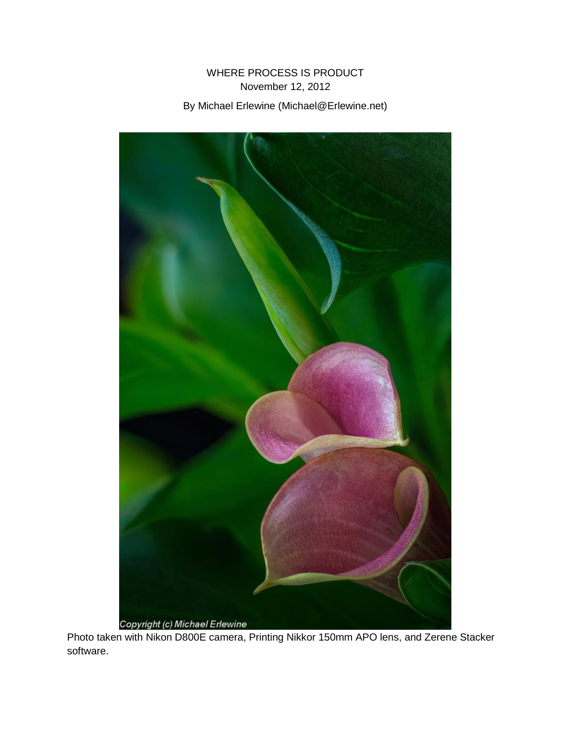# WHERE PROCESS IS PRODUCT

November 12, 2012

By Michael Erlewine (Michael@Erlewine.net)

Copyright (c) Michael Erlewine

Photo taken with Nikon D800E camera, Printing Nikkor 150mm APO lens, and Zerene Stacker software.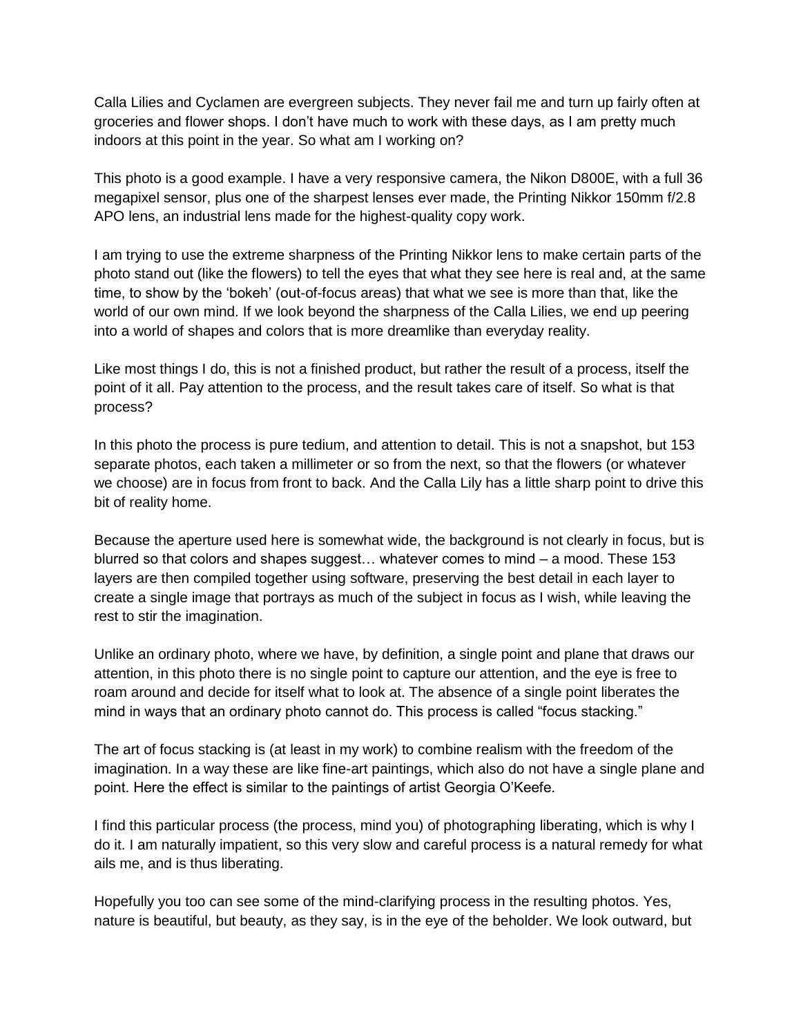Calla Lilies and Cyclamen are evergreen subjects. They never fail me and turn up fairly often at groceries and flower shops. I don't have much to work with these days, as I am pretty much indoors at this point in the year. So what am I working on?

This photo is a good example. I have a very responsive camera, the Nikon D800E, with a full 36 megapixel sensor, plus one of the sharpest lenses ever made, the Printing Nikkor 150mm f/2.8 APO lens, an industrial lens made for the highest-quality copy work.

I am trying to use the extreme sharpness of the Printing Nikkor lens to make certain parts of the photo stand out (like the flowers) to tell the eyes that what they see here is real and, at the same time, to show by the 'bokeh' (out-of-focus areas) that what we see is more than that, like the world of our own mind. If we look beyond the sharpness of the Calla Lilies, we end up peering into a world of shapes and colors that is more dreamlike than everyday reality.

Like most things I do, this is not a finished product, but rather the result of a process, itself the point of it all. Pay attention to the process, and the result takes care of itself. So what is that process?

In this photo the process is pure tedium, and attention to detail. This is not a snapshot, but 153 separate photos, each taken a millimeter or so from the next, so that the flowers (or whatever we choose) are in focus from front to back. And the Calla Lily has a little sharp point to drive this bit of reality home.

Because the aperture used here is somewhat wide, the background is not clearly in focus, but is blurred so that colors and shapes suggest… whatever comes to mind – a mood. These 153 layers are then compiled together using software, preserving the best detail in each layer to create a single image that portrays as much of the subject in focus as I wish, while leaving the rest to stir the imagination.

Unlike an ordinary photo, where we have, by definition, a single point and plane that draws our attention, in this photo there is no single point to capture our attention, and the eye is free to roam around and decide for itself what to look at. The absence of a single point liberates the mind in ways that an ordinary photo cannot do. This process is called "focus stacking."

The art of focus stacking is (at least in my work) to combine realism with the freedom of the imagination. In a way these are like fine-art paintings, which also do not have a single plane and point. Here the effect is similar to the paintings of artist Georgia O'Keefe.

I find this particular process (the process, mind you) of photographing liberating, which is why I do it. I am naturally impatient, so this very slow and careful process is a natural remedy for what ails me, and is thus liberating.

Hopefully you too can see some of the mind-clarifying process in the resulting photos. Yes, nature is beautiful, but beauty, as they say, is in the eye of the beholder. We look outward, but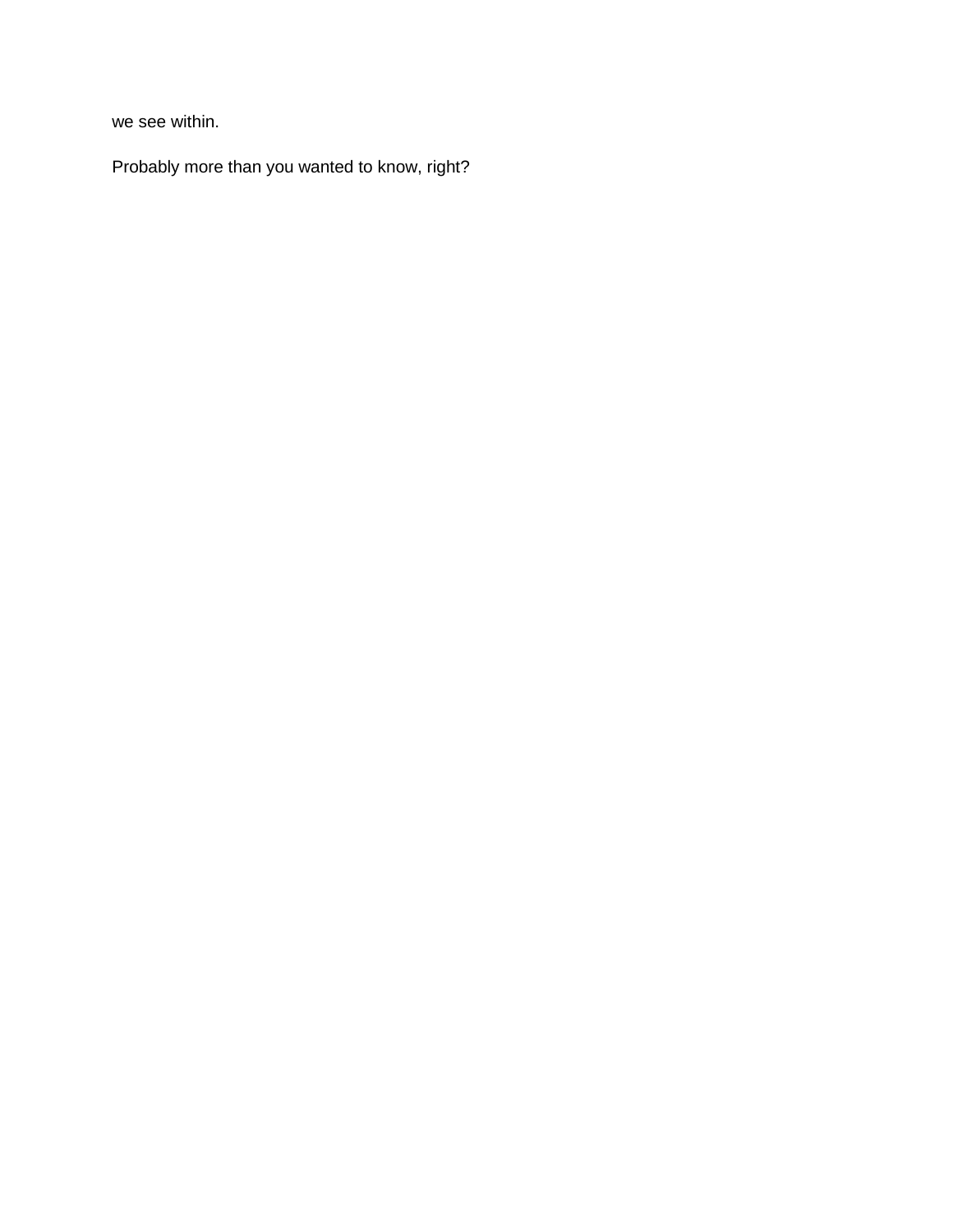we see within.

Probably more than you wanted to know, right?